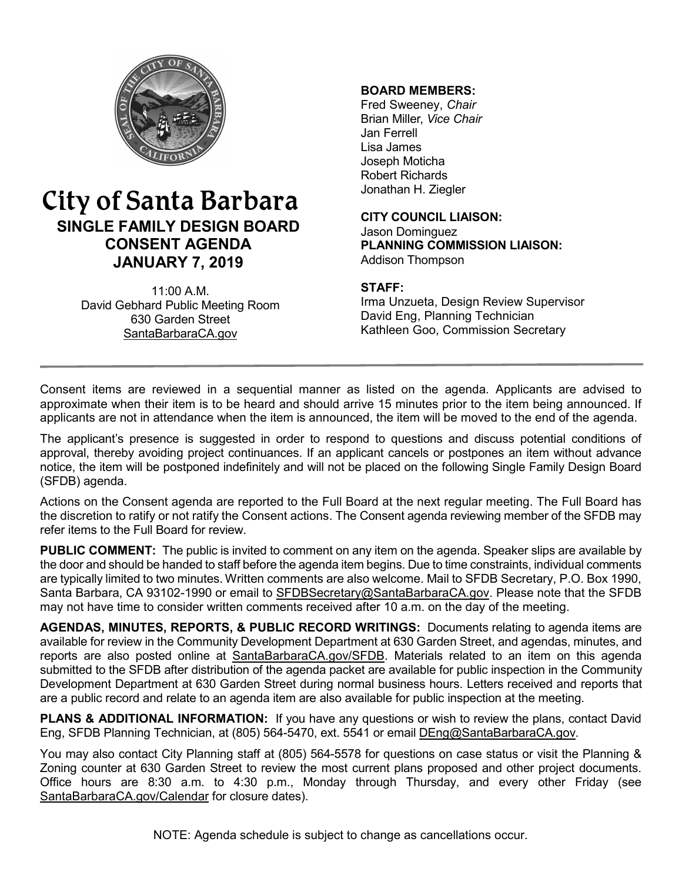# City of Santa Barbara

## SINGLE FAMILY DESIGN BOARD CONSENT AGENDA JANUARY 7, 2019

11:00 A.M.
David Gebhard Public Meeting Room
630 Garden Street
SantaBarbaraCA.gov

**BOARD MEMBERS:**
Fred Sweeney, *Chair*
Brian Miller, *Vice Chair*
Jan Ferrell
Lisa James
Joseph Moticha
Robert Richards
Jonathan H. Ziegler

**CITY COUNCIL LIAISON:**
Jason Dominguez

**PLANNING COMMISSION LIAISON:**
Addison Thompson

**STAFF:**
Irma Unzueta, Design Review Supervisor
David Eng, Planning Technician
Kathleen Goo, Commission Secretary

---

Consent items are reviewed in a sequential manner as listed on the agenda. Applicants are advised to approximate when their item is to be heard and should arrive 15 minutes prior to the item being announced. If applicants are not in attendance when the item is announced, the item will be moved to the end of the agenda.

The applicant's presence is suggested in order to respond to questions and discuss potential conditions of approval, thereby avoiding project continuances. If an applicant cancels or postpones an item without advance notice, the item will be postponed indefinitely and will not be placed on the following Single Family Design Board (SFDB) agenda.

Actions on the Consent agenda are reported to the Full Board at the next regular meeting. The Full Board has the discretion to ratify or not ratify the Consent actions. The Consent agenda reviewing member of the SFDB may refer items to the Full Board for review.

**PUBLIC COMMENT:** The public is invited to comment on any item on the agenda. Speaker slips are available by the door and should be handed to staff before the agenda item begins. Due to time constraints, individual comments are typically limited to two minutes. Written comments are also welcome. Mail to SFDB Secretary, P.O. Box 1990, Santa Barbara, CA 93102-1990 or email to SFDBSecretary@SantaBarbaraCA.gov. Please note that the SFDB may not have time to consider written comments received after 10 a.m. on the day of the meeting.

**AGENDAS, MINUTES, REPORTS, & PUBLIC RECORD WRITINGS:** Documents relating to agenda items are available for review in the Community Development Department at 630 Garden Street, and agendas, minutes, and reports are also posted online at SantaBarbaraCA.gov/SFDB. Materials related to an item on this agenda submitted to the SFDB after distribution of the agenda packet are available for public inspection in the Community Development Department at 630 Garden Street during normal business hours. Letters received and reports that are a public record and relate to an agenda item are also available for public inspection at the meeting.

**PLANS & ADDITIONAL INFORMATION:** If you have any questions or wish to review the plans, contact David Eng, SFDB Planning Technician, at (805) 564-5470, ext. 5541 or email DEng@SantaBarbaraCA.gov.

You may also contact City Planning staff at (805) 564-5578 for questions on case status or visit the Planning & Zoning counter at 630 Garden Street to review the most current plans proposed and other project documents. Office hours are 8:30 a.m. to 4:30 p.m., Monday through Thursday, and every other Friday (see SantaBarbaraCA.gov/Calendar for closure dates).

NOTE: Agenda schedule is subject to change as cancellations occur.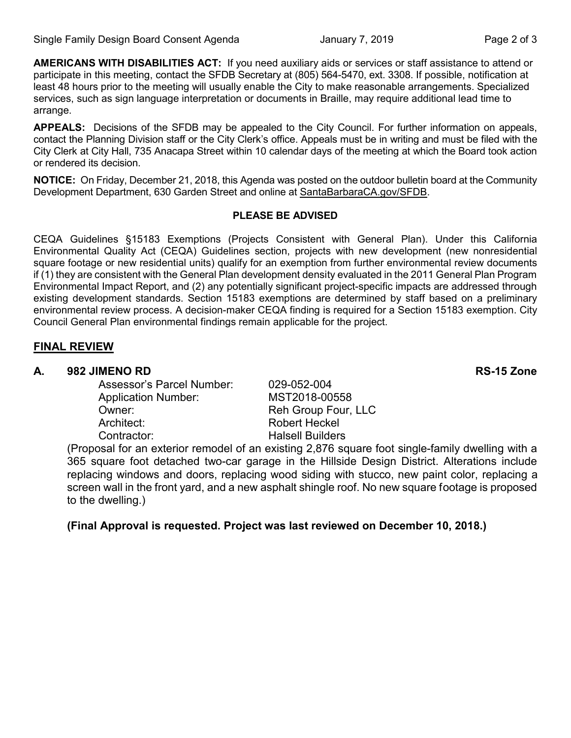**AMERICANS WITH DISABILITIES ACT:** If you need auxiliary aids or services or staff assistance to attend or participate in this meeting, contact the SFDB Secretary at (805) 564-5470, ext. 3308. If possible, notification at least 48 hours prior to the meeting will usually enable the City to make reasonable arrangements. Specialized services, such as sign language interpretation or documents in Braille, may require additional lead time to arrange.

**APPEALS:** Decisions of the SFDB may be appealed to the City Council. For further information on appeals, contact the Planning Division staff or the City Clerk's office. Appeals must be in writing and must be filed with the City Clerk at City Hall, 735 Anacapa Street within 10 calendar days of the meeting at which the Board took action or rendered its decision.

**NOTICE:** On Friday, December 21, 2018, this Agenda was posted on the outdoor bulletin board at the Community Development Department, 630 Garden Street and online at SantaBarbaraCA.gov/SFDB.

**PLEASE BE ADVISED**

CEQA Guidelines §15183 Exemptions (Projects Consistent with General Plan). Under this California Environmental Quality Act (CEQA) Guidelines section, projects with new development (new nonresidential square footage or new residential units) qualify for an exemption from further environmental review documents if (1) they are consistent with the General Plan development density evaluated in the 2011 General Plan Program Environmental Impact Report, and (2) any potentially significant project-specific impacts are addressed through existing development standards. Section 15183 exemptions are determined by staff based on a preliminary environmental review process. A decision-maker CEQA finding is required for a Section 15183 exemption. City Council General Plan environmental findings remain applicable for the project.

## FINAL REVIEW

### A. 982 JIMENO RD — RS-15 Zone

Assessor's Parcel Number: 029-052-004
Application Number: MST2018-00558
Owner: Reh Group Four, LLC
Architect: Robert Heckel
Contractor: Halsell Builders

(Proposal for an exterior remodel of an existing 2,876 square foot single-family dwelling with a 365 square foot detached two-car garage in the Hillside Design District. Alterations include replacing windows and doors, replacing wood siding with stucco, new paint color, replacing a screen wall in the front yard, and a new asphalt shingle roof. No new square footage is proposed to the dwelling.)

**(Final Approval is requested. Project was last reviewed on December 10, 2018.)**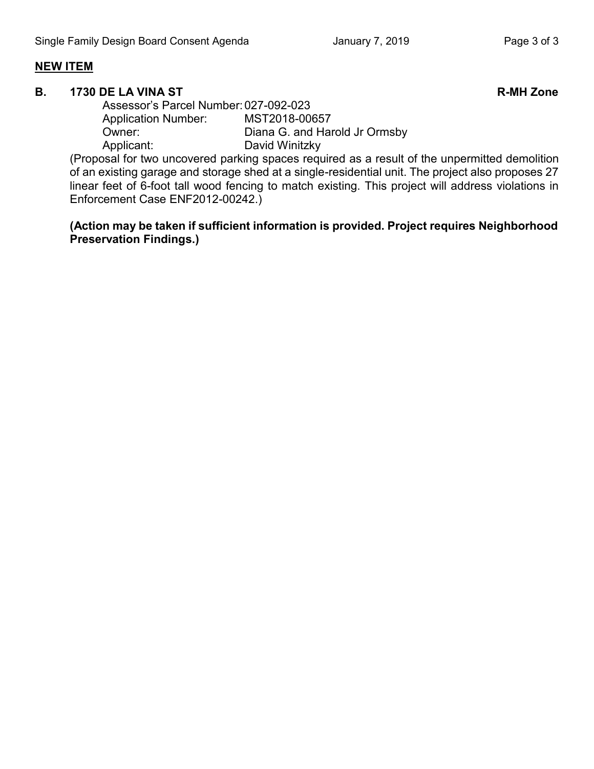**NEW ITEM**

**B. 1730 DE LA VINA ST** **R-MH Zone**

Assessor's Parcel Number: 027-092-023
Application Number: MST2018-00657
Owner: Diana G. and Harold Jr Ormsby
Applicant: David Winitzky

(Proposal for two uncovered parking spaces required as a result of the unpermitted demolition of an existing garage and storage shed at a single-residential unit. The project also proposes 27 linear feet of 6-foot tall wood fencing to match existing. This project will address violations in Enforcement Case ENF2012-00242.)

**(Action may be taken if sufficient information is provided. Project requires Neighborhood Preservation Findings.)**